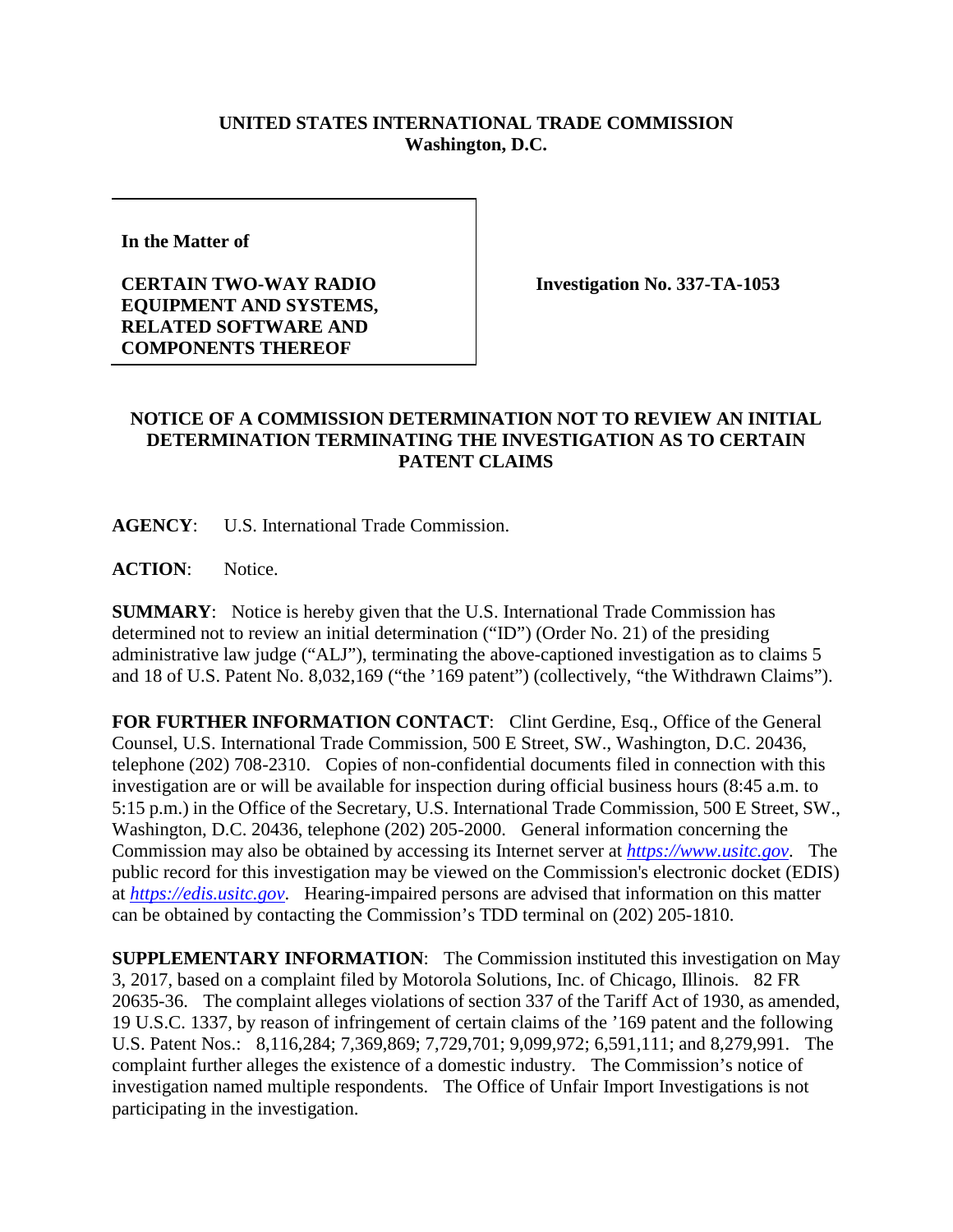**UNITED STATES INTERNATIONAL TRADE COMMISSION**
**Washington, D.C.**

| | |
|---|---|
| **In the Matter of**<br><br>**CERTAIN TWO-WAY RADIO EQUIPMENT AND SYSTEMS, RELATED SOFTWARE AND COMPONENTS THEREOF** | **Investigation No. 337-TA-1053** |

**NOTICE OF A COMMISSION DETERMINATION NOT TO REVIEW AN INITIAL DETERMINATION TERMINATING THE INVESTIGATION AS TO CERTAIN PATENT CLAIMS**

**AGENCY**: U.S. International Trade Commission.

**ACTION**: Notice.

**SUMMARY**: Notice is hereby given that the U.S. International Trade Commission has determined not to review an initial determination ("ID") (Order No. 21) of the presiding administrative law judge ("ALJ"), terminating the above-captioned investigation as to claims 5 and 18 of U.S. Patent No. 8,032,169 ("the '169 patent") (collectively, "the Withdrawn Claims").

**FOR FURTHER INFORMATION CONTACT**: Clint Gerdine, Esq., Office of the General Counsel, U.S. International Trade Commission, 500 E Street, SW., Washington, D.C. 20436, telephone (202) 708-2310. Copies of non-confidential documents filed in connection with this investigation are or will be available for inspection during official business hours (8:45 a.m. to 5:15 p.m.) in the Office of the Secretary, U.S. International Trade Commission, 500 E Street, SW., Washington, D.C. 20436, telephone (202) 205-2000. General information concerning the Commission may also be obtained by accessing its Internet server at *https://www.usitc.gov*. The public record for this investigation may be viewed on the Commission's electronic docket (EDIS) at *https://edis.usitc.gov*. Hearing-impaired persons are advised that information on this matter can be obtained by contacting the Commission's TDD terminal on (202) 205-1810.

**SUPPLEMENTARY INFORMATION**: The Commission instituted this investigation on May 3, 2017, based on a complaint filed by Motorola Solutions, Inc. of Chicago, Illinois. 82 FR 20635-36. The complaint alleges violations of section 337 of the Tariff Act of 1930, as amended, 19 U.S.C. 1337, by reason of infringement of certain claims of the '169 patent and the following U.S. Patent Nos.: 8,116,284; 7,369,869; 7,729,701; 9,099,972; 6,591,111; and 8,279,991. The complaint further alleges the existence of a domestic industry. The Commission's notice of investigation named multiple respondents. The Office of Unfair Import Investigations is not participating in the investigation.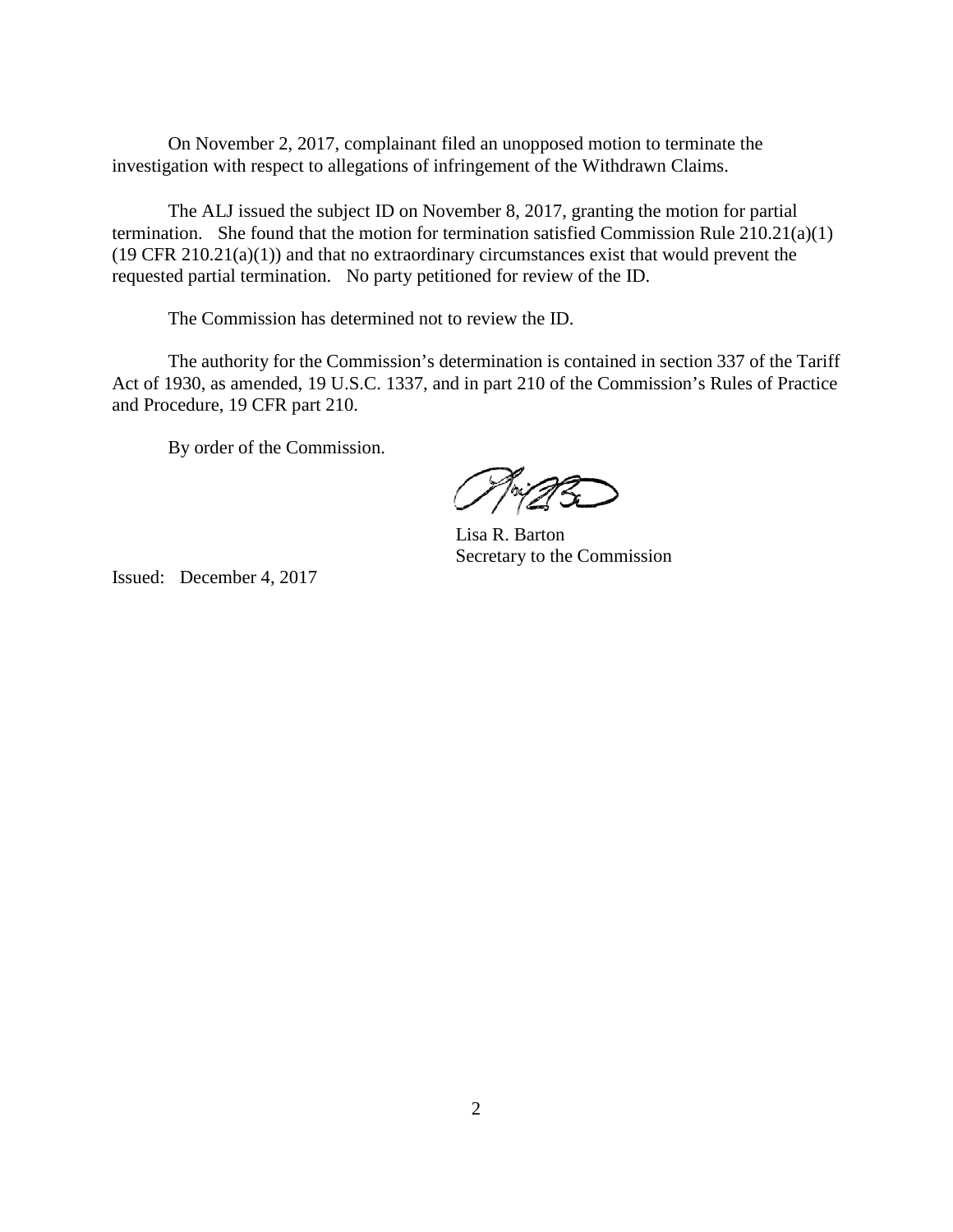On November 2, 2017, complainant filed an unopposed motion to terminate the investigation with respect to allegations of infringement of the Withdrawn Claims.

The ALJ issued the subject ID on November 8, 2017, granting the motion for partial termination. She found that the motion for termination satisfied Commission Rule 210.21(a)(1) (19 CFR 210.21(a)(1)) and that no extraordinary circumstances exist that would prevent the requested partial termination. No party petitioned for review of the ID.

The Commission has determined not to review the ID.

The authority for the Commission's determination is contained in section 337 of the Tariff Act of 1930, as amended, 19 U.S.C. 1337, and in part 210 of the Commission's Rules of Practice and Procedure, 19 CFR part 210.

By order of the Commission.

Lisa R. Barton
Secretary to the Commission

Issued: December 4, 2017